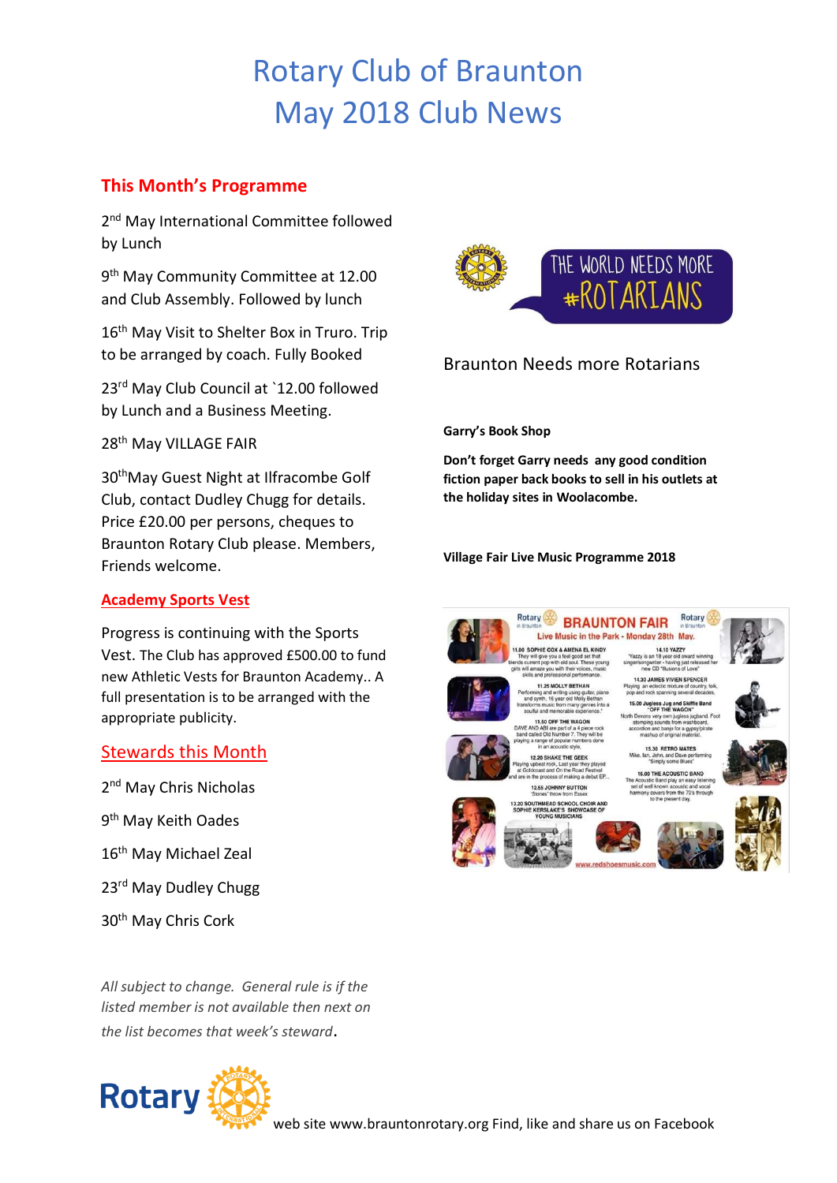# Rotary Club of Braunton
# May 2018 Club News

## This Month's Programme

2nd May International Committee followed by Lunch

9th May Community Committee at 12.00 and Club Assembly. Followed by lunch

16th May Visit to Shelter Box in Truro. Trip to be arranged by coach. Fully Booked

23rd May Club Council at `12.00 followed by Lunch and a Business Meeting.

28th May VILLAGE FAIR

30th May Guest Night at Ilfracombe Golf Club, contact Dudley Chugg for details. Price £20.00 per persons, cheques to Braunton Rotary Club please. Members, Friends welcome.

## Academy Sports Vest

Progress is continuing with the Sports Vest. The Club has approved £500.00 to fund new Athletic Vests for Braunton Academy.. A full presentation is to be arranged with the appropriate publicity.

## Stewards this Month

2nd May Chris Nicholas

9th May Keith Oades

16th May Michael Zeal

23rd May Dudley Chugg

30th May Chris Cork

*All subject to change. General rule is if the listed member is not available then next on the list becomes that week's steward*.

THE WORLD NEEDS MORE #ROTARIANS

Braunton Needs more Rotarians

**Garry's Book Shop**

**Don't forget Garry needs any good condition fiction paper back books to sell in his outlets at the holiday sites in Woolacombe.**

**Village Fair Live Music Programme 2018**

**BRAUNTON FAIR**
Live Music in the Park - Monday 28th May.

11.00 SOPHIE COX & AMENA EL KINDY
They will give you a feel good set that blends current pop with old soul. These young girls will amaze you with their voices, music skills and professional performance.

11.25 MOLLY BETHAN
Performing and writing using guitar, piano and synth, 16 year old Molly Bethan transforms music from many genres into a soulful and memorable experience.

11.50 OFF THE WAGON
DAVE AND ABI are part of a 4 piece rock band called Old Number 7. They will be playing a range of popular numbers done in an acoustic style.

12.20 SHAKE THE GEEK
Playing upbeat rock, Last year they played at Goldcoast and On the Road Festival and are in the process of making a debut EP...

12.55 JOHNNY BUTTON
Stones' throw from Essex

13.20 SOUTHMEAD SCHOOL CHOIR AND SOPHIE KERSLAKE'S SHOWCASE OF YOUNG MUSICIANS

14.10 YAZZY
Yazzy is an 18 year old award winning singer/songwriter - having just released her new CD "Illusions of Love"

14.30 JAMES VIVIEN SPENCER
Playing an eclectic mixture of country, folk, pop and rock spanning several decades.

15.00 Jugless Jug and Skiffle Band "OFF THE WAGON"
North Devons very own jugless jugband. Foot stomping sounds from washboard, accordion and banjo for a gypsy/pirate mashup of original material.

15.30 RETRO MATES
Mike, Ian, John, and Dave performing "Simply some Blues"

16.00 THE ACOUSTIC BAND
The Acoustic Band play an easy listening set of well known acoustic and vocal harmony covers from the 70's through to the present day.

www.redshoesmusic.com

web site www.brauntonrotary.org Find, like and share us on Facebook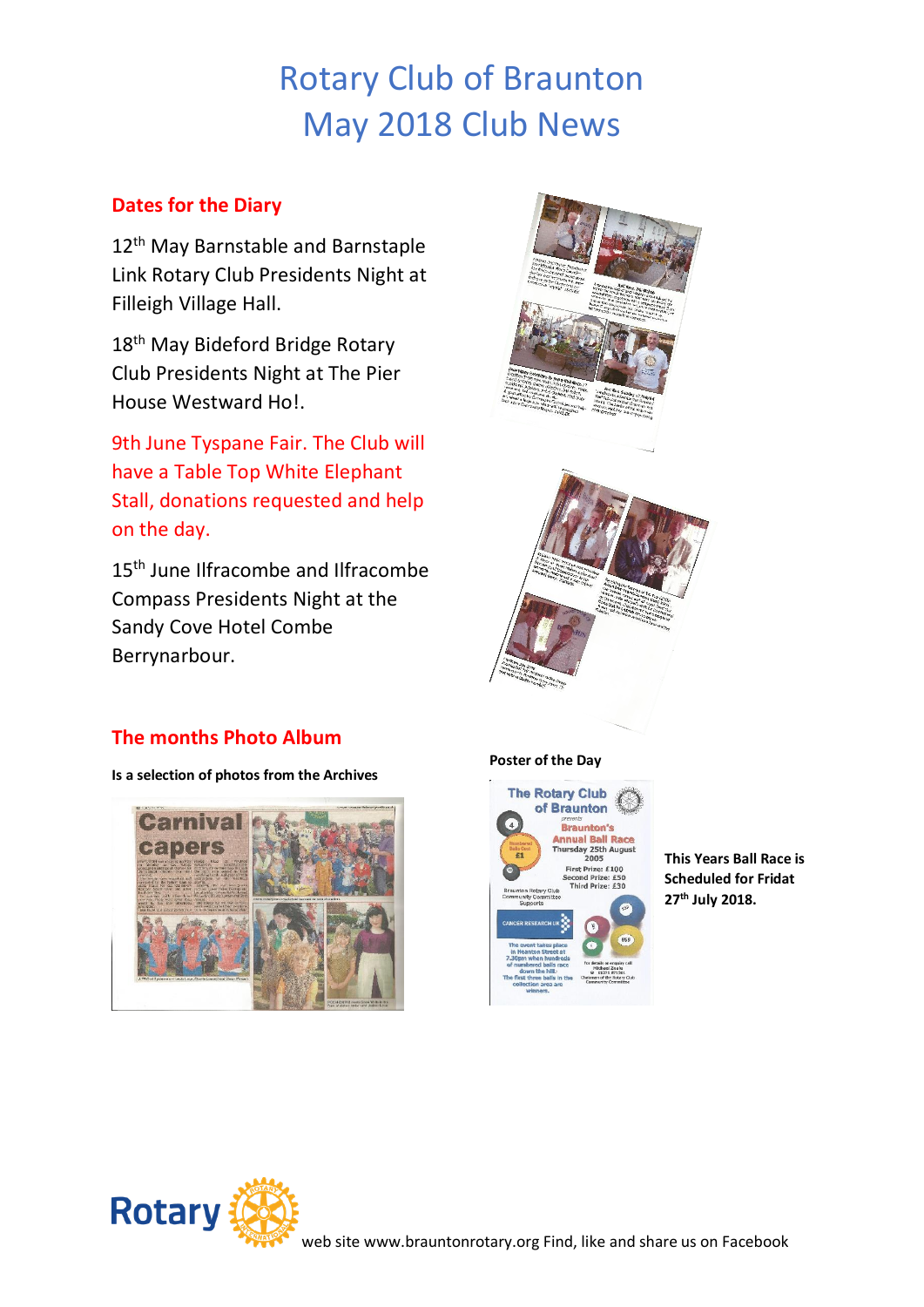# Rotary Club of Braunton
# May 2018 Club News

## Dates for the Diary

12th May Barnstable and Barnstaple Link Rotary Club Presidents Night at Filleigh Village Hall.

18th May Bideford Bridge Rotary Club Presidents Night at The Pier House Westward Ho!.

9th June Tyspane Fair. The Club will have a Table Top White Elephant Stall, donations requested and help on the day.

15th June Ilfracombe and Ilfracombe Compass Presidents Night at the Sandy Cove Hotel Combe Berrynarbour.

## The months Photo Album

**Is a selection of photos from the Archives**

**Poster of the Day**

**This Years Ball Race is Scheduled for Fridat 27th July 2018.**

web site www.brauntonrotary.org Find, like and share us on Facebook